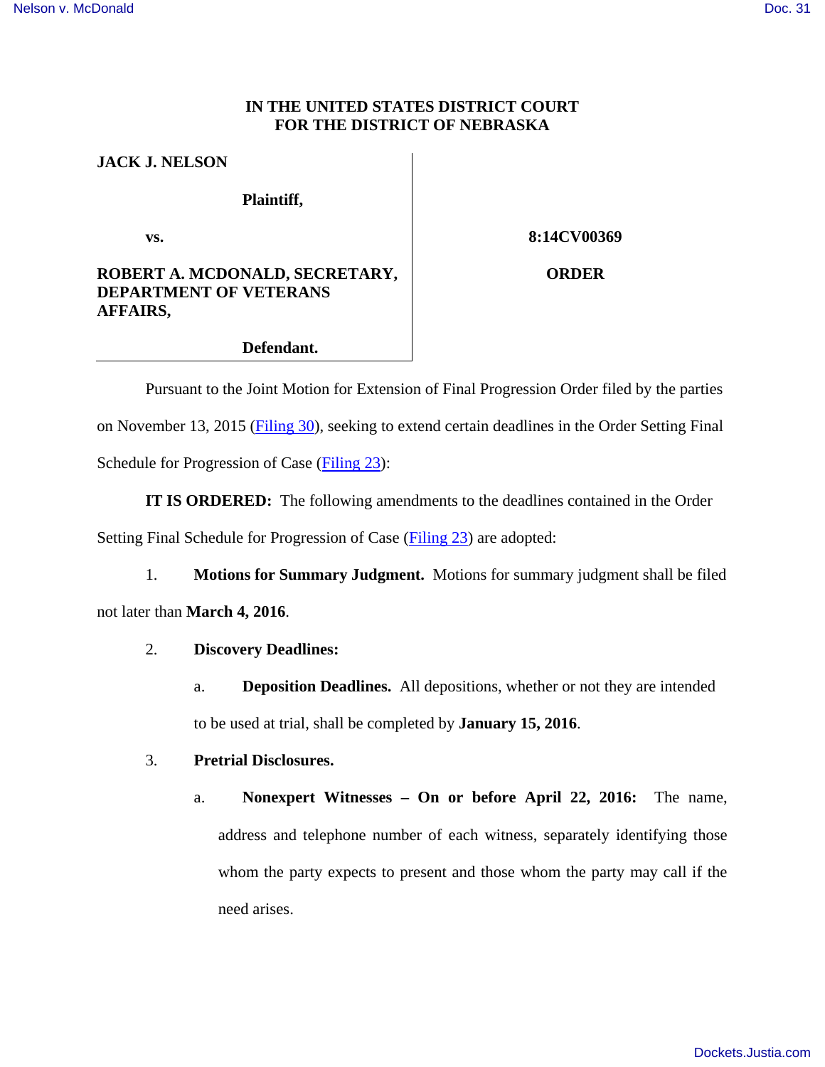**IN THE UNITED STATES DISTRICT COURT**
**FOR THE DISTRICT OF NEBRASKA**

| | |
|---|---|
| **JACK J. NELSON** | |
| **Plaintiff,** | |
| **vs.** | **8:14CV00369** |
| **ROBERT A. MCDONALD, SECRETARY, DEPARTMENT OF VETERANS AFFAIRS,** | **ORDER** |
| **Defendant.** | |

Pursuant to the Joint Motion for Extension of Final Progression Order filed by the parties on November 13, 2015 (Filing 30), seeking to extend certain deadlines in the Order Setting Final Schedule for Progression of Case (Filing 23):

**IT IS ORDERED:** The following amendments to the deadlines contained in the Order Setting Final Schedule for Progression of Case (Filing 23) are adopted:

1. **Motions for Summary Judgment.** Motions for summary judgment shall be filed not later than **March 4, 2016**.

2. **Discovery Deadlines:**

   a. **Deposition Deadlines.** All depositions, whether or not they are intended to be used at trial, shall be completed by **January 15, 2016**.

3. **Pretrial Disclosures.**

   a. **Nonexpert Witnesses – On or before April 22, 2016:** The name, address and telephone number of each witness, separately identifying those whom the party expects to present and those whom the party may call if the need arises.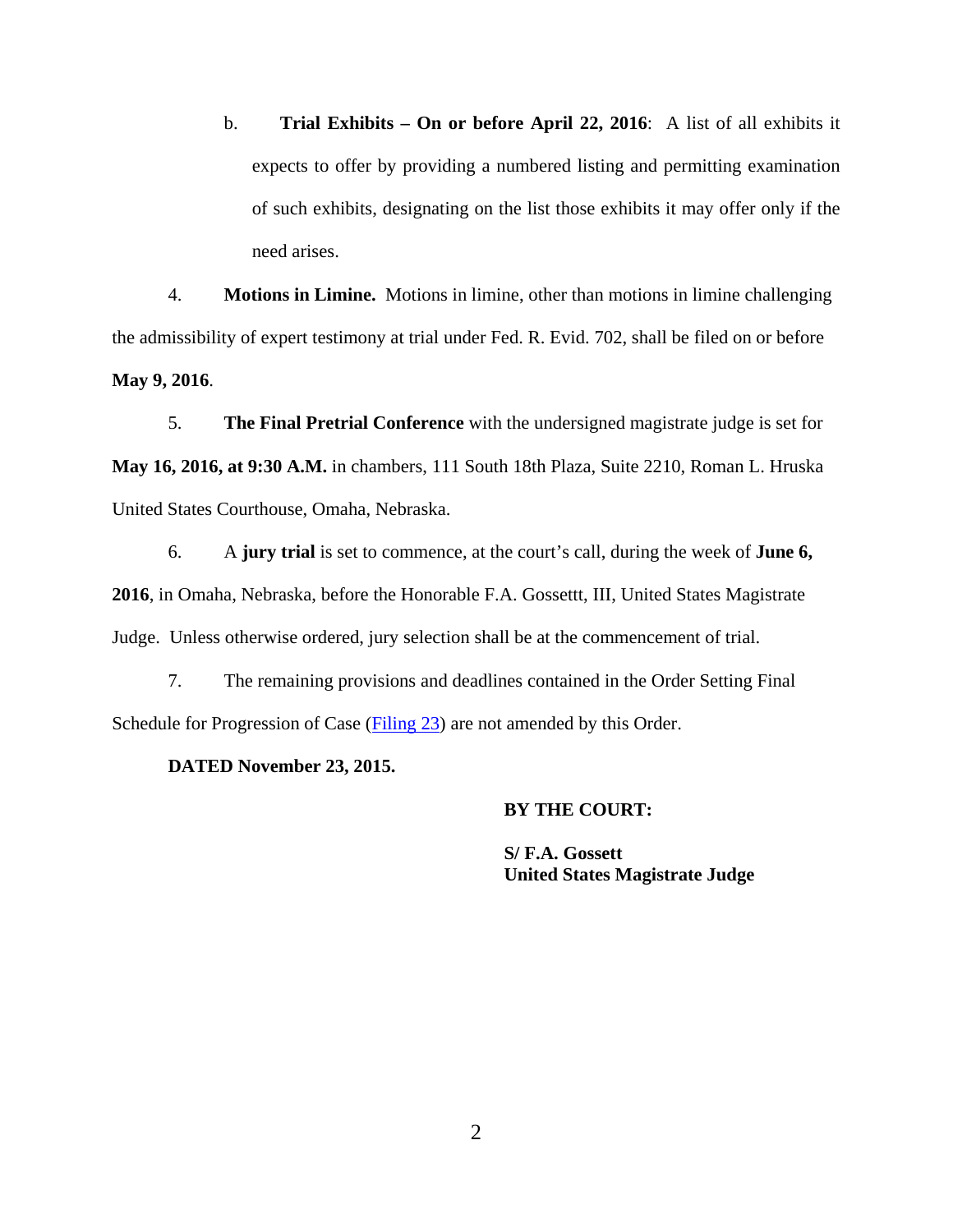b. **Trial Exhibits – On or before April 22, 2016**: A list of all exhibits it expects to offer by providing a numbered listing and permitting examination of such exhibits, designating on the list those exhibits it may offer only if the need arises.

4. **Motions in Limine.** Motions in limine, other than motions in limine challenging the admissibility of expert testimony at trial under Fed. R. Evid. 702, shall be filed on or before **May 9, 2016**.

5. **The Final Pretrial Conference** with the undersigned magistrate judge is set for **May 16, 2016, at 9:30 A.M.** in chambers, 111 South 18th Plaza, Suite 2210, Roman L. Hruska United States Courthouse, Omaha, Nebraska.

6. A **jury trial** is set to commence, at the court's call, during the week of **June 6, 2016**, in Omaha, Nebraska, before the Honorable F.A. Gossettt, III, United States Magistrate Judge. Unless otherwise ordered, jury selection shall be at the commencement of trial.

7. The remaining provisions and deadlines contained in the Order Setting Final Schedule for Progression of Case (Filing 23) are not amended by this Order.

**DATED November 23, 2015.**

**BY THE COURT:**

**S/ F.A. Gossett**
**United States Magistrate Judge**